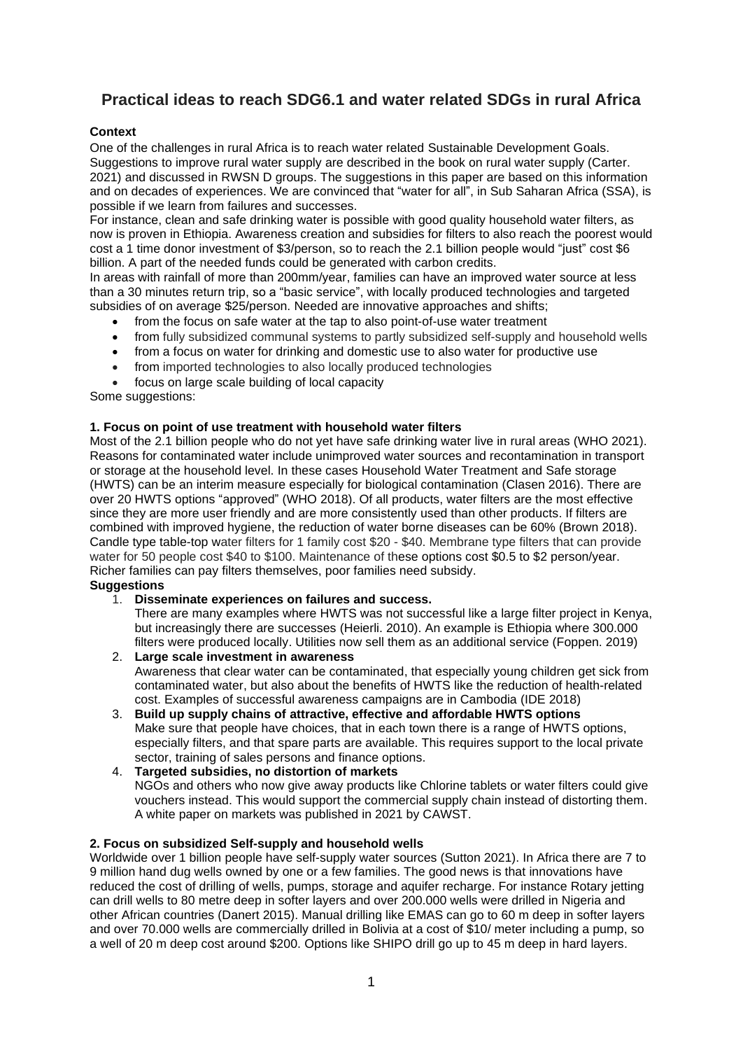# Practical ideas to reach SDG6.1 and water related SDGs in rural Africa

**Context**

One of the challenges in rural Africa is to reach water related Sustainable Development Goals. Suggestions to improve rural water supply are described in the book on rural water supply (Carter. 2021) and discussed in RWSN D groups. The suggestions in this paper are based on this information and on decades of experiences. We are convinced that "water for all", in Sub Saharan Africa (SSA), is possible if we learn from failures and successes.

For instance, clean and safe drinking water is possible with good quality household water filters, as now is proven in Ethiopia. Awareness creation and subsidies for filters to also reach the poorest would cost a 1 time donor investment of $3/person, so to reach the 2.1 billion people would "just" cost $6 billion. A part of the needed funds could be generated with carbon credits.

In areas with rainfall of more than 200mm/year, families can have an improved water source at less than a 30 minutes return trip, so a "basic service", with locally produced technologies and targeted subsidies of on average $25/person. Needed are innovative approaches and shifts;

- from the focus on safe water at the tap to also point-of-use water treatment
- from fully subsidized communal systems to partly subsidized self-supply and household wells
- from a focus on water for drinking and domestic use to also water for productive use
- from imported technologies to also locally produced technologies
- focus on large scale building of local capacity

Some suggestions:

## 1. Focus on point of use treatment with household water filters

Most of the 2.1 billion people who do not yet have safe drinking water live in rural areas (WHO 2021). Reasons for contaminated water include unimproved water sources and recontamination in transport or storage at the household level. In these cases Household Water Treatment and Safe storage (HWTS) can be an interim measure especially for biological contamination (Clasen 2016). There are over 20 HWTS options "approved" (WHO 2018). Of all products, water filters are the most effective since they are more user friendly and are more consistently used than other products. If filters are combined with improved hygiene, the reduction of water borne diseases can be 60% (Brown 2018). Candle type table-top water filters for 1 family cost $20 - $40. Membrane type filters that can provide water for 50 people cost $40 to $100. Maintenance of these options cost $0.5 to $2 person/year. Richer families can pay filters themselves, poor families need subsidy.

**Suggestions**

1. **Disseminate experiences on failures and success.**
   There are many examples where HWTS was not successful like a large filter project in Kenya, but increasingly there are successes (Heierli. 2010). An example is Ethiopia where 300.000 filters were produced locally. Utilities now sell them as an additional service (Foppen. 2019)
2. **Large scale investment in awareness**
   Awareness that clear water can be contaminated, that especially young children get sick from contaminated water, but also about the benefits of HWTS like the reduction of health-related cost. Examples of successful awareness campaigns are in Cambodia (IDE 2018)
3. **Build up supply chains of attractive, effective and affordable HWTS options**
   Make sure that people have choices, that in each town there is a range of HWTS options, especially filters, and that spare parts are available. This requires support to the local private sector, training of sales persons and finance options.
4. **Targeted subsidies, no distortion of markets**
   NGOs and others who now give away products like Chlorine tablets or water filters could give vouchers instead. This would support the commercial supply chain instead of distorting them. A white paper on markets was published in 2021 by CAWST.

## 2. Focus on subsidized Self-supply and household wells

Worldwide over 1 billion people have self-supply water sources (Sutton 2021). In Africa there are 7 to 9 million hand dug wells owned by one or a few families. The good news is that innovations have reduced the cost of drilling of wells, pumps, storage and aquifer recharge. For instance Rotary jetting can drill wells to 80 metre deep in softer layers and over 200.000 wells were drilled in Nigeria and other African countries (Danert 2015). Manual drilling like EMAS can go to 60 m deep in softer layers and over 70.000 wells are commercially drilled in Bolivia at a cost of $10/ meter including a pump, so a well of 20 m deep cost around $200. Options like SHIPO drill go up to 45 m deep in hard layers.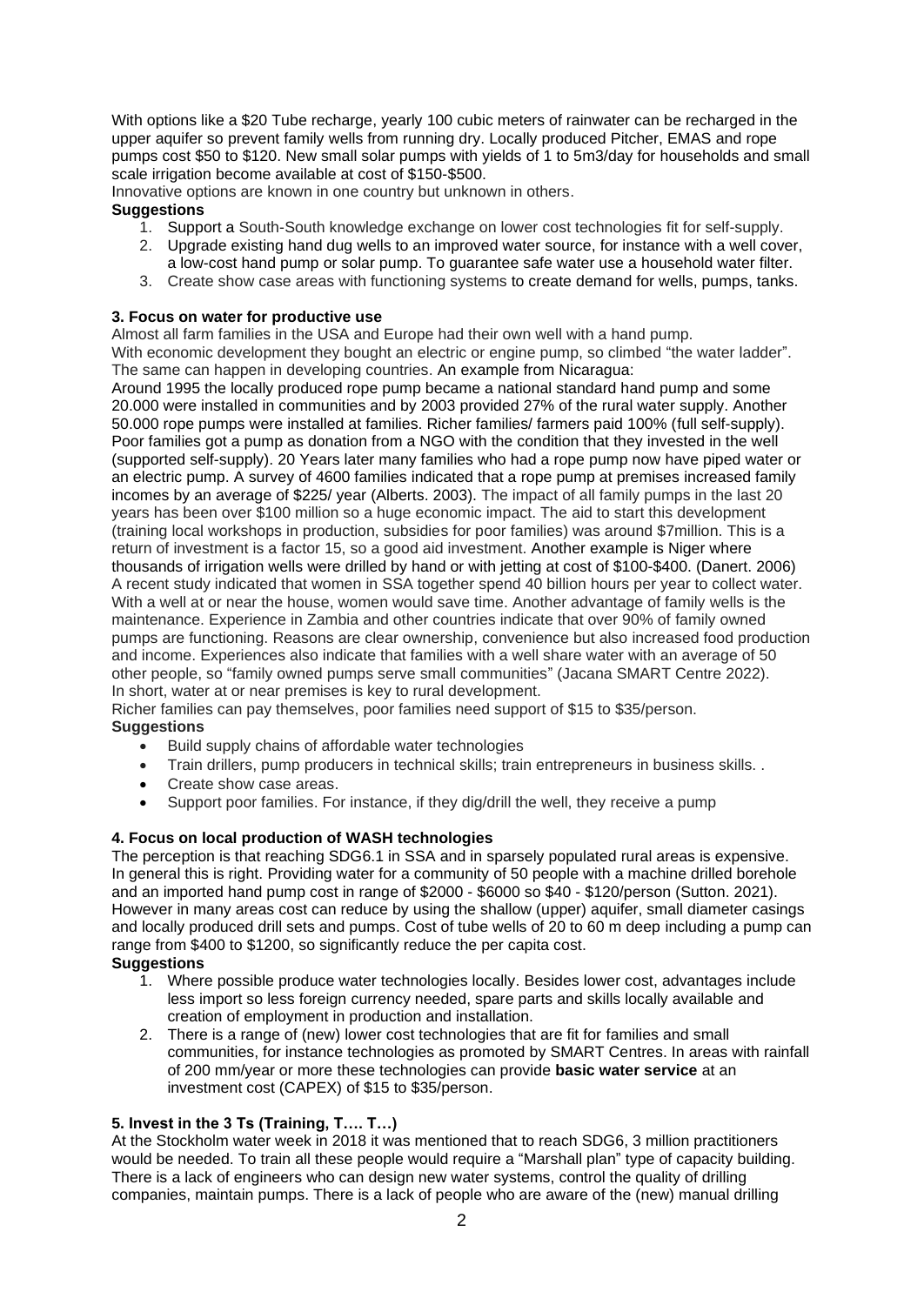With options like a $20 Tube recharge, yearly 100 cubic meters of rainwater can be recharged in the upper aquifer so prevent family wells from running dry. Locally produced Pitcher, EMAS and rope pumps cost $50 to $120. New small solar pumps with yields of 1 to 5m3/day for households and small scale irrigation become available at cost of $150-$500.

Innovative options are known in one country but unknown in others.

**Suggestions**

1. Support a South-South knowledge exchange on lower cost technologies fit for self-supply.
2. Upgrade existing hand dug wells to an improved water source, for instance with a well cover, a low-cost hand pump or solar pump. To guarantee safe water use a household water filter.
3. Create show case areas with functioning systems to create demand for wells, pumps, tanks.

**3. Focus on water for productive use**

Almost all farm families in the USA and Europe had their own well with a hand pump.
With economic development they bought an electric or engine pump, so climbed "the water ladder". The same can happen in developing countries. An example from Nicaragua:
Around 1995 the locally produced rope pump became a national standard hand pump and some 20.000 were installed in communities and by 2003 provided 27% of the rural water supply. Another 50.000 rope pumps were installed at families. Richer families/ farmers paid 100% (full self-supply). Poor families got a pump as donation from a NGO with the condition that they invested in the well (supported self-supply). 20 Years later many families who had a rope pump now have piped water or an electric pump. A survey of 4600 families indicated that a rope pump at premises increased family incomes by an average of $225/ year (Alberts. 2003). The impact of all family pumps in the last 20 years has been over $100 million so a huge economic impact. The aid to start this development (training local workshops in production, subsidies for poor families) was around $7million. This is a return of investment is a factor 15, so a good aid investment. Another example is Niger where thousands of irrigation wells were drilled by hand or with jetting at cost of $100-$400. (Danert. 2006)
A recent study indicated that women in SSA together spend 40 billion hours per year to collect water. With a well at or near the house, women would save time. Another advantage of family wells is the maintenance. Experience in Zambia and other countries indicate that over 90% of family owned pumps are functioning. Reasons are clear ownership, convenience but also increased food production and income. Experiences also indicate that families with a well share water with an average of 50 other people, so "family owned pumps serve small communities" (Jacana SMART Centre 2022).
In short, water at or near premises is key to rural development.
Richer families can pay themselves, poor families need support of $15 to $35/person.

**Suggestions**

- Build supply chains of affordable water technologies
- Train drillers, pump producers in technical skills; train entrepreneurs in business skills. .
- Create show case areas.
- Support poor families. For instance, if they dig/drill the well, they receive a pump

**4. Focus on local production of WASH technologies**

The perception is that reaching SDG6.1 in SSA and in sparsely populated rural areas is expensive. In general this is right. Providing water for a community of 50 people with a machine drilled borehole and an imported hand pump cost in range of $2000 - $6000 so $40 - $120/person (Sutton. 2021). However in many areas cost can reduce by using the shallow (upper) aquifer, small diameter casings and locally produced drill sets and pumps. Cost of tube wells of 20 to 60 m deep including a pump can range from $400 to $1200, so significantly reduce the per capita cost.

**Suggestions**

1. Where possible produce water technologies locally. Besides lower cost, advantages include less import so less foreign currency needed, spare parts and skills locally available and creation of employment in production and installation.
2. There is a range of (new) lower cost technologies that are fit for families and small communities, for instance technologies as promoted by SMART Centres. In areas with rainfall of 200 mm/year or more these technologies can provide **basic water service** at an investment cost (CAPEX) of $15 to $35/person.

**5. Invest in the 3 Ts (Training, T…. T…)**

At the Stockholm water week in 2018 it was mentioned that to reach SDG6, 3 million practitioners would be needed. To train all these people would require a "Marshall plan" type of capacity building. There is a lack of engineers who can design new water systems, control the quality of drilling companies, maintain pumps. There is a lack of people who are aware of the (new) manual drilling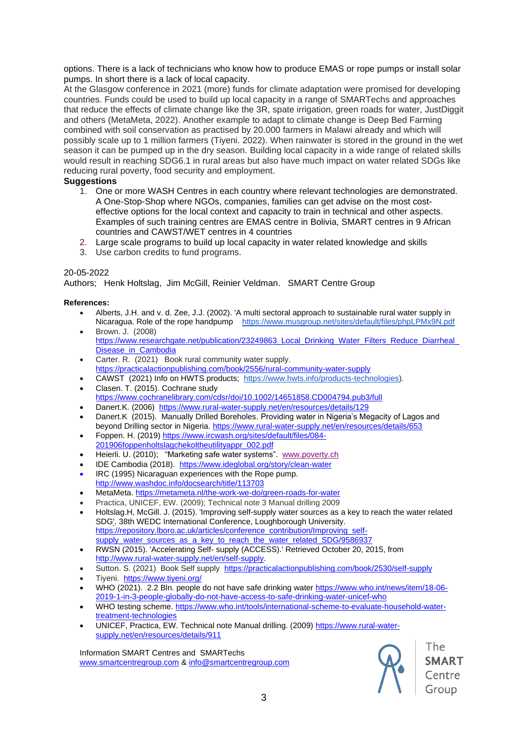options. There is a lack of technicians who know how to produce EMAS or rope pumps or install solar pumps. In short there is a lack of local capacity.
At the Glasgow conference in 2021 (more) funds for climate adaptation were promised for developing countries. Funds could be used to build up local capacity in a range of SMARTechs and approaches that reduce the effects of climate change like the 3R, spate irrigation, green roads for water, JustDiggit and others (MetaMeta, 2022). Another example to adapt to climate change is Deep Bed Farming combined with soil conservation as practised by 20.000 farmers in Malawi already and which will possibly scale up to 1 million farmers (Tiyeni. 2022). When rainwater is stored in the ground in the wet season it can be pumped up in the dry season. Building local capacity in a wide range of related skills would result in reaching SDG6.1 in rural areas but also have much impact on water related SDGs like reducing rural poverty, food security and employment.

**Suggestions**

1. One or more WASH Centres in each country where relevant technologies are demonstrated. A One-Stop-Shop where NGOs, companies, families can get advise on the most cost-effective options for the local context and capacity to train in technical and other aspects. Examples of such training centres are EMAS centre in Bolivia, SMART centres in 9 African countries and CAWST/WET centres in 4 countries
2. Large scale programs to build up local capacity in water related knowledge and skills
3. Use carbon credits to fund programs.

20-05-2022
Authors; Henk Holtslag, Jim McGill, Reinier Veldman. SMART Centre Group

**References:**

- Alberts, J.H. and v. d. Zee, J.J. (2002). 'A multi sectoral approach to sustainable rural water supply in Nicaragua. Role of the rope handpump https://www.musgroup.net/sites/default/files/phpLPMx9N.pdf
- Brown. J. (2008) https://www.researchgate.net/publication/23249863_Local_Drinking_Water_Filters_Reduce_Diarrheal_Disease_in_Cambodia
- Carter. R. (2021) Book rural community water supply. https://practicalactionpublishing.com/book/2556/rural-community-water-supply
- CAWST (2021) Info on HWTS products; https://www.hwts.info/products-technologies).
- Clasen. T. (2015). Cochrane study https://www.cochranelibrary.com/cdsr/doi/10.1002/14651858.CD004794.pub3/full
- Danert.K. (2006) https://www.rural-water-supply.net/en/resources/details/129
- Danert.K (2015). Manually Drilled Boreholes. Providing water in Nigeria's Megacity of Lagos and beyond Drilling sector in Nigeria. https://www.rural-water-supply.net/en/resources/details/653
- Foppen. H. (2019) https://www.ircwash.org/sites/default/files/084-201906foppenholtslagchekoltheutilityappr_002.pdf
- Heierli. U. (2010); "Marketing safe water systems". www.poverty.ch
- IDE Cambodia (2018). https://www.ideglobal.org/story/clean-water
- IRC (1995) Nicaraguan experiences with the Rope pump. http://www.washdoc.info/docsearch/title/113703
- MetaMeta. https://metameta.nl/the-work-we-do/green-roads-for-water
- Practica, UNICEF, EW. (2009); Technical note 3 Manual drilling 2009
- Holtslag.H, McGill. J. (2015). 'Improving self-supply water sources as a key to reach the water related SDG'. 38th WEDC International Conference, Loughborough University. https://repository.lboro.ac.uk/articles/conference_contribution/Improving_self-supply_water_sources_as_a_key_to_reach_the_water_related_SDG/9586937
- RWSN (2015). 'Accelerating Self- supply (ACCESS).' Retrieved October 20, 2015, from http://www.rural-water-supply.net/en/self-supply.
- Sutton. S. (2021) Book Self supply https://practicalactionpublishing.com/book/2530/self-supply
- Tiyeni. https://www.tiyeni.org/
- WHO (2021). 2.2 Bln. people do not have safe drinking water https://www.who.int/news/item/18-06-2019-1-in-3-people-globally-do-not-have-access-to-safe-drinking-water-unicef-who
- WHO testing scheme. https://www.who.int/tools/international-scheme-to-evaluate-household-water-treatment-technologies
- UNICEF, Practica, EW. Technical note Manual drilling. (2009) https://www.rural-water-supply.net/en/resources/details/911

Information SMART Centres and SMARTechs
www.smartcentregroup.com & info@smartcentregroup.com

The SMART Centre Group